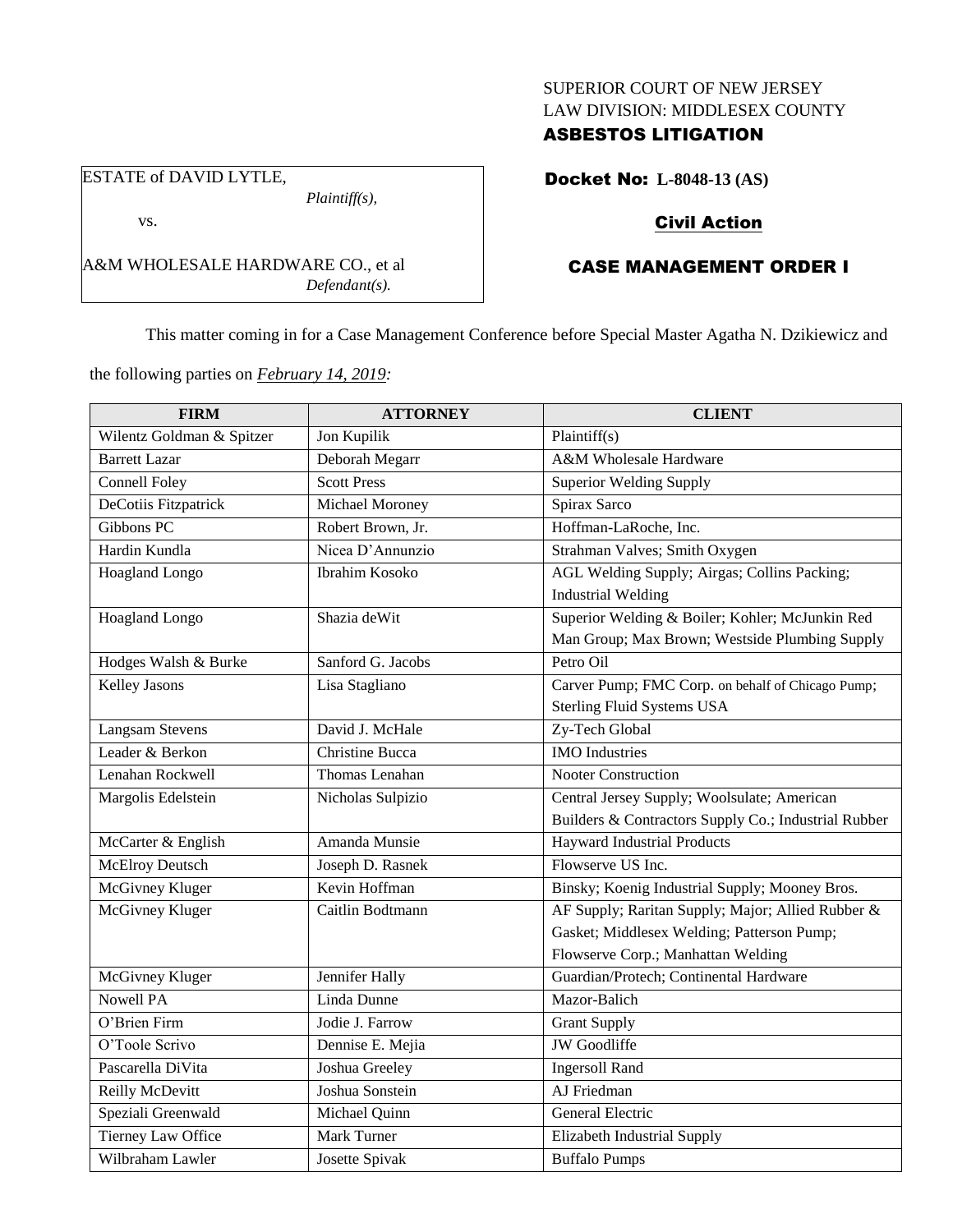SUPERIOR COURT OF NEW JERSEY
LAW DIVISION: MIDDLESEX COUNTY
**ASBESTOS LITIGATION**

ESTATE of DAVID LYTLE,
*Plaintiff(s),*
vs.
A&M WHOLESALE HARDWARE CO., et al
*Defendant(s).*

**Docket No: L-8048-13 (AS)**

**Civil Action**

**CASE MANAGEMENT ORDER I**

This matter coming in for a Case Management Conference before Special Master Agatha N. Dzikiewicz and the following parties on ***February 14, 2019***:

| FIRM | ATTORNEY | CLIENT |
|---|---|---|
| Wilentz Goldman & Spitzer | Jon Kupilik | Plaintiff(s) |
| Barrett Lazar | Deborah Megarr | A&M Wholesale Hardware |
| Connell Foley | Scott Press | Superior Welding Supply |
| DeCotiis Fitzpatrick | Michael Moroney | Spirax Sarco |
| Gibbons PC | Robert Brown, Jr. | Hoffman-LaRoche, Inc. |
| Hardin Kundla | Nicea D'Annunzio | Strahman Valves; Smith Oxygen |
| Hoagland Longo | Ibrahim Kosoko | AGL Welding Supply; Airgas; Collins Packing; Industrial Welding |
| Hoagland Longo | Shazia deWit | Superior Welding & Boiler; Kohler; McJunkin Red Man Group; Max Brown; Westside Plumbing Supply |
| Hodges Walsh & Burke | Sanford G. Jacobs | Petro Oil |
| Kelley Jasons | Lisa Stagliano | Carver Pump; FMC Corp. on behalf of Chicago Pump; Sterling Fluid Systems USA |
| Langsam Stevens | David J. McHale | Zy-Tech Global |
| Leader & Berkon | Christine Bucca | IMO Industries |
| Lenahan Rockwell | Thomas Lenahan | Nooter Construction |
| Margolis Edelstein | Nicholas Sulpizio | Central Jersey Supply; Woolsulate; American Builders & Contractors Supply Co.; Industrial Rubber |
| McCarter & English | Amanda Munsie | Hayward Industrial Products |
| McElroy Deutsch | Joseph D. Rasnek | Flowserve US Inc. |
| McGivney Kluger | Kevin Hoffman | Binsky; Koenig Industrial Supply; Mooney Bros. |
| McGivney Kluger | Caitlin Bodtmann | AF Supply; Raritan Supply; Major; Allied Rubber & Gasket; Middlesex Welding; Patterson Pump; Flowserve Corp.; Manhattan Welding |
| McGivney Kluger | Jennifer Hally | Guardian/Protech; Continental Hardware |
| Nowell PA | Linda Dunne | Mazor-Balich |
| O'Brien Firm | Jodie J. Farrow | Grant Supply |
| O'Toole Scrivo | Dennise E. Mejia | JW Goodliffe |
| Pascarella DiVita | Joshua Greeley | Ingersoll Rand |
| Reilly McDevitt | Joshua Sonstein | AJ Friedman |
| Speziali Greenwald | Michael Quinn | General Electric |
| Tierney Law Office | Mark Turner | Elizabeth Industrial Supply |
| Wilbraham Lawler | Josette Spivak | Buffalo Pumps |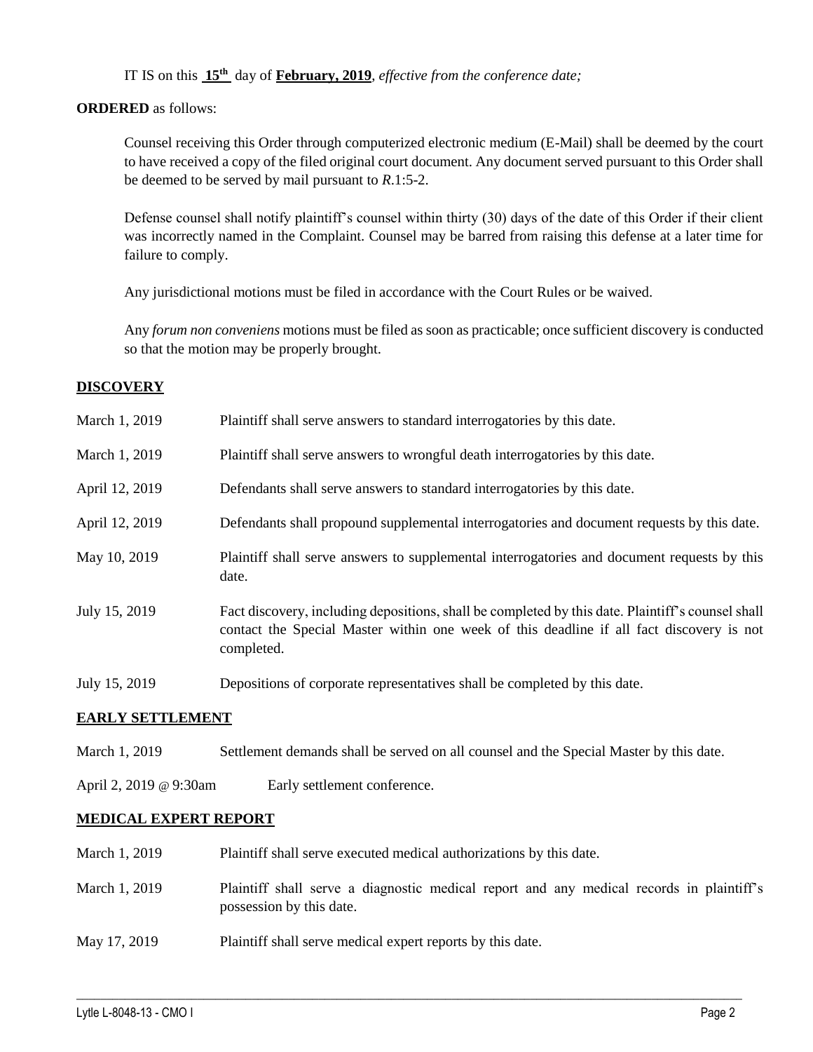IT IS on this **15th** day of **February, 2019**, *effective from the conference date;*

**ORDERED** as follows:

Counsel receiving this Order through computerized electronic medium (E-Mail) shall be deemed by the court to have received a copy of the filed original court document. Any document served pursuant to this Order shall be deemed to be served by mail pursuant to *R*.1:5-2.

Defense counsel shall notify plaintiff's counsel within thirty (30) days of the date of this Order if their client was incorrectly named in the Complaint. Counsel may be barred from raising this defense at a later time for failure to comply.

Any jurisdictional motions must be filed in accordance with the Court Rules or be waived.

Any *forum non conveniens* motions must be filed as soon as practicable; once sufficient discovery is conducted so that the motion may be properly brought.

## DISCOVERY

| | |
|---|---|
| March 1, 2019 | Plaintiff shall serve answers to standard interrogatories by this date. |
| March 1, 2019 | Plaintiff shall serve answers to wrongful death interrogatories by this date. |
| April 12, 2019 | Defendants shall serve answers to standard interrogatories by this date. |
| April 12, 2019 | Defendants shall propound supplemental interrogatories and document requests by this date. |
| May 10, 2019 | Plaintiff shall serve answers to supplemental interrogatories and document requests by this date. |
| July 15, 2019 | Fact discovery, including depositions, shall be completed by this date. Plaintiff's counsel shall contact the Special Master within one week of this deadline if all fact discovery is not completed. |
| July 15, 2019 | Depositions of corporate representatives shall be completed by this date. |

## EARLY SETTLEMENT

| | |
|---|---|
| March 1, 2019 | Settlement demands shall be served on all counsel and the Special Master by this date. |
| April 2, 2019 @ 9:30am | Early settlement conference. |

## MEDICAL EXPERT REPORT

| | |
|---|---|
| March 1, 2019 | Plaintiff shall serve executed medical authorizations by this date. |
| March 1, 2019 | Plaintiff shall serve a diagnostic medical report and any medical records in plaintiff's possession by this date. |
| May 17, 2019 | Plaintiff shall serve medical expert reports by this date. |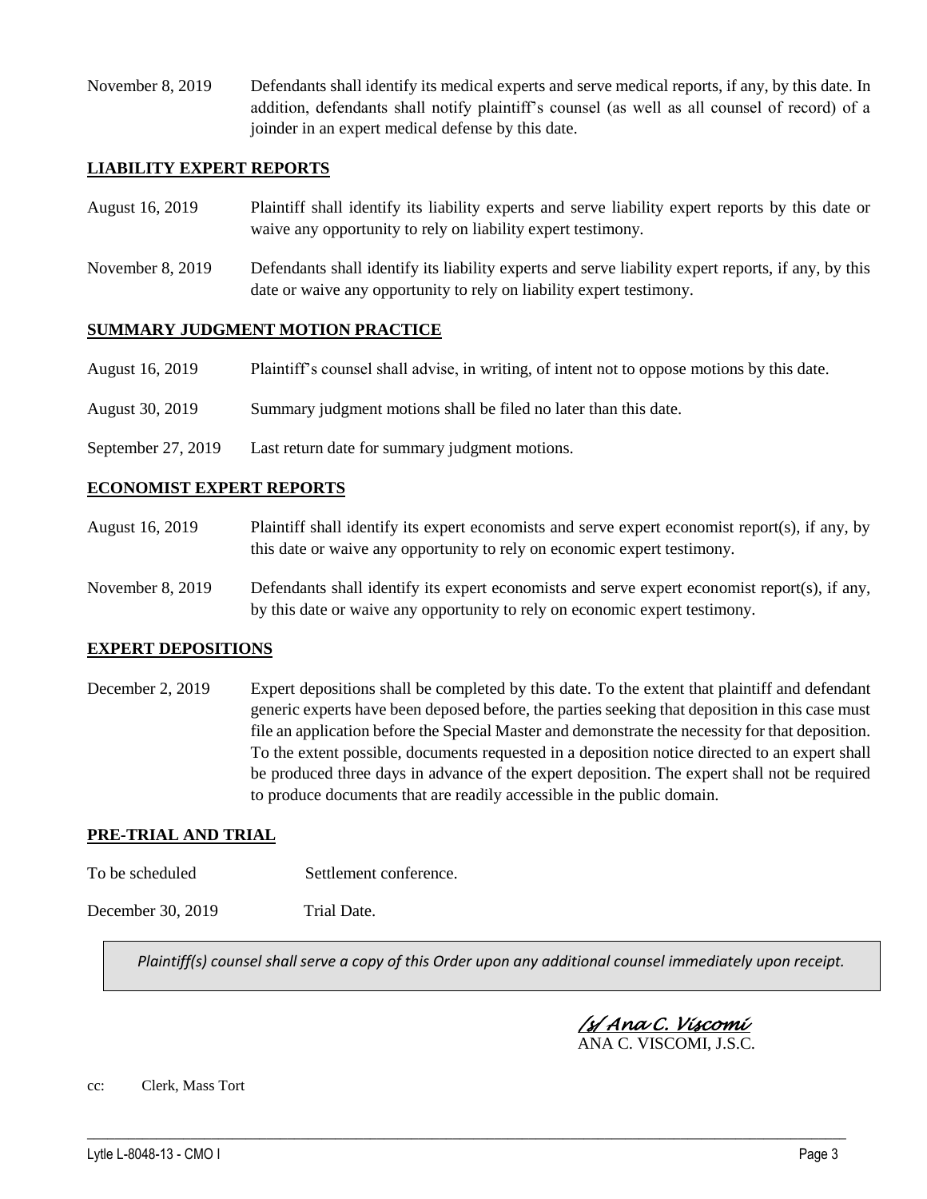| | |
|---|---|
| November 8, 2019 | Defendants shall identify its medical experts and serve medical reports, if any, by this date. In addition, defendants shall notify plaintiff's counsel (as well as all counsel of record) of a joinder in an expert medical defense by this date. |

## LIABILITY EXPERT REPORTS

| | |
|---|---|
| August 16, 2019 | Plaintiff shall identify its liability experts and serve liability expert reports by this date or waive any opportunity to rely on liability expert testimony. |
| November 8, 2019 | Defendants shall identify its liability experts and serve liability expert reports, if any, by this date or waive any opportunity to rely on liability expert testimony. |

## SUMMARY JUDGMENT MOTION PRACTICE

| | |
|---|---|
| August 16, 2019 | Plaintiff's counsel shall advise, in writing, of intent not to oppose motions by this date. |
| August 30, 2019 | Summary judgment motions shall be filed no later than this date. |
| September 27, 2019 | Last return date for summary judgment motions. |

## ECONOMIST EXPERT REPORTS

| | |
|---|---|
| August 16, 2019 | Plaintiff shall identify its expert economists and serve expert economist report(s), if any, by this date or waive any opportunity to rely on economic expert testimony. |
| November 8, 2019 | Defendants shall identify its expert economists and serve expert economist report(s), if any, by this date or waive any opportunity to rely on economic expert testimony. |

## EXPERT DEPOSITIONS

| | |
|---|---|
| December 2, 2019 | Expert depositions shall be completed by this date. To the extent that plaintiff and defendant generic experts have been deposed before, the parties seeking that deposition in this case must file an application before the Special Master and demonstrate the necessity for that deposition. To the extent possible, documents requested in a deposition notice directed to an expert shall be produced three days in advance of the expert deposition. The expert shall not be required to produce documents that are readily accessible in the public domain. |

## PRE-TRIAL AND TRIAL

| | |
|---|---|
| To be scheduled | Settlement conference. |
| December 30, 2019 | Trial Date. |

*Plaintiff(s) counsel shall serve a copy of this Order upon any additional counsel immediately upon receipt.*

/s/ Ana C. Viscomi
ANA C. VISCOMI, J.S.C.

cc: Clerk, Mass Tort